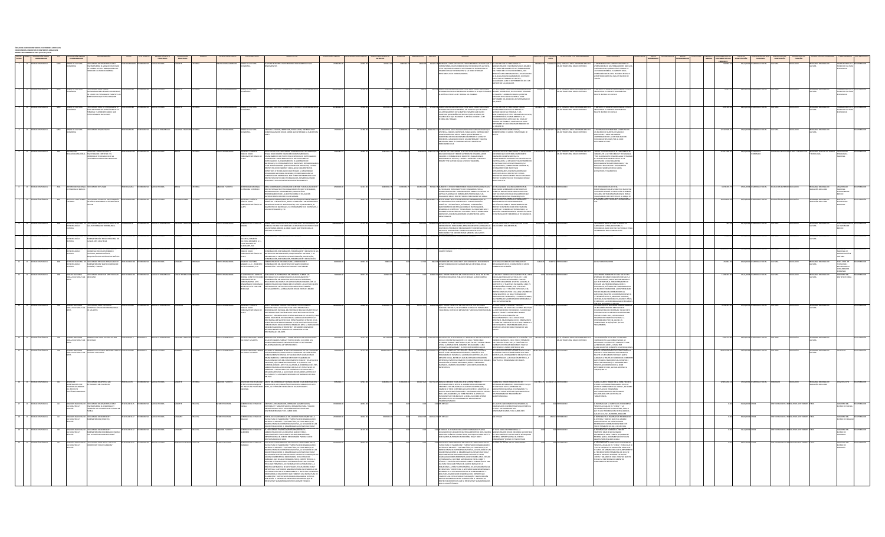|                                                                                                                               | DESCRIPCIÓN UNIDAD                                                                                                            | <b>CHOMINACOM</b>                                                                                                                        |                                                     |  | DESCRIPCIÓN GRUPO                   |                                                                                                                                                                                                                                                                                                                                                                                                                                                               | APORTACIÓN INICIAL |        | FECHA APORTACIÓN INICIAL 5ALDO FINAL EJERCICIO | <b>INCECSOS</b> |                  |                                                                                                                                                                                                                                                                                                                                                                                                                                                                                                                                                                                                                                                                                              | MISIÓN                                                                                                                                                                                                                                                                                                                                                                                                                                                                                |   | SALDO NETO   PATRIMONIO   DESCRIPCIÓN TIPO DISPONIBILIDAD | OBSERVACIONES                                                                                                                                                                                                                                                                                                                                                                                                                                                                                 |  |          |  |  |                                         |                                                           |
|-------------------------------------------------------------------------------------------------------------------------------|-------------------------------------------------------------------------------------------------------------------------------|------------------------------------------------------------------------------------------------------------------------------------------|-----------------------------------------------------|--|-------------------------------------|---------------------------------------------------------------------------------------------------------------------------------------------------------------------------------------------------------------------------------------------------------------------------------------------------------------------------------------------------------------------------------------------------------------------------------------------------------------|--------------------|--------|------------------------------------------------|-----------------|------------------|----------------------------------------------------------------------------------------------------------------------------------------------------------------------------------------------------------------------------------------------------------------------------------------------------------------------------------------------------------------------------------------------------------------------------------------------------------------------------------------------------------------------------------------------------------------------------------------------------------------------------------------------------------------------------------------------|---------------------------------------------------------------------------------------------------------------------------------------------------------------------------------------------------------------------------------------------------------------------------------------------------------------------------------------------------------------------------------------------------------------------------------------------------------------------------------------|---|-----------------------------------------------------------|-----------------------------------------------------------------------------------------------------------------------------------------------------------------------------------------------------------------------------------------------------------------------------------------------------------------------------------------------------------------------------------------------------------------------------------------------------------------------------------------------|--|----------|--|--|-----------------------------------------|-----------------------------------------------------------|
| ENERO SEPTEMBRE DE 2013 (plima en proces)<br>NERO SEPTEMBRE DE 2013 (plima en proces)<br>Na DE RAMO DESCRIPCIÓN RAMO UR CASOS | COORDINADORA                                                                                                                  |                                                                                                                                          | TIPO DE ACTO DE SORROCAN TIPO DE ACTO DE SECRIPCIÓN |  |                                     |                                                                                                                                                                                                                                                                                                                                                                                                                                                               |                    |        | ANTERIOR                                       |                 |                  |                                                                                                                                                                                                                                                                                                                                                                                                                                                                                                                                                                                                                                                                                              |                                                                                                                                                                                                                                                                                                                                                                                                                                                                                       | N |                                                           |                                                                                                                                                                                                                                                                                                                                                                                                                                                                                               |  |          |  |  |                                         |                                                           |
|                                                                                                                               |                                                                                                                               | NERSIÓN PARA EL MANEJO DEL FOND<br>E ANDRRO DE LOS TRABAJADORES DEI<br>DNDO DE CULTURA ECONÓMICA                                         |                                                     |  |                                     |                                                                                                                                                                                                                                                                                                                                                                                                                                                               |                    |        |                                                |                 |                  | MINIMA NO UNO DE DE MONDEMONDO DE SU REACION DE<br>RESPONDA DEL PATRIMONIO DE FIDEICOMBO EN LA FECHA<br>A LIQUIDACION ANUAL O AL TERMINO DE SU RELACION DE<br>ANO CON LA FIDEICOMBARIOS.<br>TAMOS A LOS FIDEICOMBARIOS.                                                                                                                                                                                                                                                                                                                                                                                                                                                                      |                                                                                                                                                                                                                                                                                                                                                                                                                                                                                       |   |                                                           | MONAD ESTA CONSTITUIDO ROR LA<br>EL PATRIMONIO ESTA CONSTITUIDO POR JAS<br>APORTACIONES DE LOS TRABAJADORES MÁS U<br>CANTIDAD IGUAL QUE APORTA EL FONDO DE<br>CULTURA ECONÓMICAL, EL MOVORTO EL AJ<br>APORTACIÓN INICIAL ESTA EN VEJOS PESOS, EL<br>SOPORTE DOCUMENTAL INCLUYE                                                                                                                                                                                                                |  |          |  |  |                                         |                                                           |
|                                                                                                                               |                                                                                                                               | EICOMISO PARA CUBRIR<br>IEMNIZACIONES LEGALES POR DESPI<br>FAVOR DEL PERSONAL DE PLANTA Y<br>IEFICIARIOS QUE ESTOS DESIGNEN              |                                                     |  | TACONES LARORALES FONDO DE CULTURI  | <b>ITODIE: IMAERTA Y ADMINISTRE EI CONDO Y SI IS</b>                                                                                                                                                                                                                                                                                                                                                                                                          |                    |        |                                                |                 |                  | PERSONAL EN CASO DE DESPIDO DE ACUERDO A LO QUE ESTABLI<br>EL ARTÍCULO SO DE LA LEY FEDERAL DEL TRABAJO.                                                                                                                                                                                                                                                                                                                                                                                                                                                                                                                                                                                     | EC LIGALES POR DESPIDO, DA FANOR DEL PERSONAL DE PLANTA Y LOS BENEFICIARIOS QUE ESTOS DESPIDO, DA FANOR DEL PERSONAL DE PLANTA Y LOS BENEFICIARIOS QUE ESTOS DESPIDO, DA FANOR DE SEPTIDAMENTO DE SPECIFICADES DE PLANTA NO DE                                                                                                                                                                                                                                                        |   | O TRIMESTRAL DE LOS CRITERIOS                             | VIEJOS PESOS. EL SOPORTE DOCUMENTAL<br>INCLUYE: ESTADO DE CUENTA.                                                                                                                                                                                                                                                                                                                                                                                                                             |  |          |  |  |                                         |                                                           |
|                                                                                                                               |                                                                                                                               | HERICEMBO PARA LE DI DRIJAMINI I O<br>PAGO DE PRIMAS DE ANTIGÜEDAD DE S<br>PERSONAL Y LOS BENEFICIARIOS QUE<br>ESTOS DESIGNEN EN SU CASO |                                                     |  | STADDINGS LABORALES CONDO DE CUTURA | <b>CTODE INVESTAV AFRANCTOE EI CONDO Y SIS GENDRA</b>                                                                                                                                                                                                                                                                                                                                                                                                         |                    |        |                                                |                 |                  | CHERO 145 ORIGIA COMES OUR TIENE LA ENTIDAD DARA CON 1<br>EIDERM, DIL TRABADOMIS QUI TEINE AR ENDIRADO PARA CONSIDIAREA<br>PERSONAL EN CASO DE DISSIDO, ASÍ COMO EL QUE SE SEPARE<br>VOLUNTARRAMENTE DE SU EMPAIO, SIEMPRE QUE NAVAN<br>CULUNTARRAMENTE DE SU EMPAIO, SIEMPRE QUE NAVAN<br>ACUENDO Q                                                                                                                                                                                                                                                                                                                                                                                         | CONTAG CON EL EIGENOMISO RABA EL<br>EL CONTAR CON EL FERICIONISO PARA EL<br>OTORGAMENTO Y PAGO DE PRIMAS DE<br>ANTIGÜEDAD DE SU PERSONAL Y LOS<br>IRISTERIANOS QUE ESTOS OSSIGNINTO A LO<br>NOS PERMITIÓ DAR CUMPURATINTO A LO<br>ESTARLICIO DE IL LAFRIQUE O SED EL LA LEY<br>FERER                                                                                                                                                                                                  |   | O TRIMESTRAL DE LOS CRITERIOS                             | CLIMODETE DE LA AROETACIÓN INICIAL EST<br>VEJOS PESOS. EL SOPORTE DOCUMENTAL<br>INCLUYE: ESTADO DE CUENTA.                                                                                                                                                                                                                                                                                                                                                                                    |  |          |  |  | SA NACIONAL DE                          | FONDO DE CULTI.<br>ECONOMICA                              |
|                                                                                                                               | NÓMICA                                                                                                                        |                                                                                                                                          |                                                     |  | FONDO DE CULTURA<br>NÓMICA          | .<br>Kadiyar la edigön, inpresión, publicación, distribución y<br>Gamero Micalou de los libros que interesan al subsister<br>Game                                                                                                                                                                                                                                                                                                                             |                    |        |                                                |                 |                  | 22,126,892.99.<br>LOS RECURSOS SON UTILIZADOS PARA EFECTURA LOS PAGOS QUE "IMPRESION DE EDICIONES MUEVAS,<br>$\begin{minipage}[t]{0.9\textwidth}\begin{subfigure}[t]{0.9\textwidth}\begin{centerize} \textbf{0.9\textwidth}\begin{centerize} \textbf{0.9\textwidth}\begin{centerize} \textbf{0.9\textwidth}\begin{centerize} \textbf{0.9\textwidth}\begin{centerize} \textbf{0.9\textwidth}\begin{centerize} \textbf{0.9\textwidth}\begin{centerize} \textbf{0.9\textwidth}\begin{centerize} \textbf{0.9\textwidth}\begin{centerize} \textbf{0.9\textwidth}\begin{centerize} \textbf{0.9\textwidth}\begin{centerize} \textbf{0.9\textwidth}\begin{centerize} \textbf{0.9\text$<br>M60 853-3. |                                                                                                                                                                                                                                                                                                                                                                                                                                                                                       |   | TRIMESTRAL DE LOS CRITERIOS                               | LOS ESTADOS DE CUENTA DE BANCOS E<br>NVIERSIONES Y DE LA BALANZA DE<br>COMPROBATION DE LA CONTABILIDAD DEL<br>FIDEICOMISO SEPJOGETI/FCE AL 20 DE<br>SEPTIEMBRE DE 2013.                                                                                                                                                                                                                                                                                                                       |  |          |  |  |                                         |                                                           |
|                                                                                                                               |                                                                                                                               | NVESTIGACIÓN CIENTIFICA Y EL<br>DESARROLLO TECNOLOGICO DE LA<br>JNIVERSIDAD PEDAGOGICA NACIONAL                                          |                                                     |  |                                     | O COMO<br>)MITENTE ÚNICO DE<br>SOME PROS AS EST FISICONAIS AN GENERAL MEN DIVISION CONTINUES IN A COMPROMENTATION CONTINUES IN A CONTINUES IN A CONTINUES IN A CONTINUES IN A CONTINUES IN A CONTINUES IN A CONTINUES IN A CONTINUES IN A CONTINUES IN A CON<br>ULARICE DICHA CONTRATACION POSTERIORMENT                                                                                                                                                      |                    |        | 29879323                                       |                 | 906098.26 368157 | <b>IA TRAVES DEL FIDEICIMISO SE SE DIO ATENCION A DOCENTES DE<br/>EDUCACION BAGICA Y MEDA SUPERIOR, SE DESARROLIADON<br/>TALLEBES DE FORMACION DE DOCENTES; EVALUACIÓN DE<br/>PROGRAMAS DE ESTEURIOT Y BECAS A DOCENTES CON PERFIL<br/>PROGRAMAS</b>                                                                                                                                                                                                                                                                                                                                                                                                                                         | $\begin{tabular}{ c c } \hline \multicolumn{4}{c}{\textbf{G0}1} \textbf{NMSG} \textbf{G1} \textbf{S1} \textbf{S1} \textbf{S1} \textbf{S1} \textbf{S1} \textbf{S2} \textbf{S2} \textbf{S3} \textbf{S3} \textbf{S4} \textbf{S4} \textbf{S5} \textbf{S4} \textbf{S4} \textbf{S5} \textbf{S6} \textbf{S6} \textbf{S6} \textbf{S6} \textbf{S7} \textbf{S8} \textbf{S7} \textbf{S8} \textbf{S8} \textbf{$<br>ITACI CAS CIANTIN<br>LICE LA LIPIN.                                            |   | 0159738.02 33280547.92 (DTS) FÓRMULA DE LA DISPONIBILIDAD | EN BASE A SUS PROPOSITOS EL EDESCOMEO SE<br>ENAMAGA EN LA LEY DE CENCA Y TEXACOGAL,<br>VPOR SU CONDUCTO DESARROLLA LA TOTAUDA<br>SE VPOR SU CONDUCTO DESARROLLA LA TOTAUDA<br>ARMITERIADO LO QUE GARANTIZA<br>ASICORROLLA SUS TEXACOGALES<br>MES                                                                                                                                                                                                                                              |  |          |  |  | ROGRAMA ESPECIAL DE CIENCIA UNIVERSIDAD |                                                           |
|                                                                                                                               |                                                                                                                               | SO FONDO DE INVESTIGA                                                                                                                    |                                                     |  |                                     | RA MODERNIZAR LA EDUCACIÓN SUPERIOR Y LA REALIZACIÓN<br>ODDEN 30 AM<br>PROYECTOS MULTINSTITUCIONALES ESPECÍFICOS Y VERFICABLES<br>ENCAMINADOS AL MEIORAMIENTO, INNOVACIÓN Y<br>RECRES NAMIENTO DE LAS INSTITUCIONES DE EDUCACIÓN<br>ELISTENTO RAITICORALES EN LOS BATADOS                                                                                                                                                                                     |                    |        | <b>ADADESE</b><br>2003QMAG                     |                 |                  | S DURANTE EL TERCER TRIMESTRE DE 2013 SE EFECTUARON PAGO<br>NOWING THE MANUFACTURE AND MANUFACTURE OF THE MANUFACTURE OF THE MANUFACTURE OF THE MANUFACTURE OF THE MANUFACTURE OF THE MANUFACTURE OF THE MANUFACTURE OF THE MANUFACTURE OF THE MANUFACTURE OF THE MANUFACTURE OF THE MANUF                                                                                                                                                                                                                                                                                                                                                                                                   |                                                                                                                                                                                                                                                                                                                                                                                                                                                                                       |   |                                                           | <b>COMSO IS DE VITAL</b><br>ISTIN FIGURES AND A MAIL CONTRACT AND A LAST INTERFERING AND A LAST INCOMENCING SET EDUCACIÓN SUPERIOR.<br>A LAS INSTITUCIONES DE EDUCACIÓN SUPERIOR.<br>CUAL UN GRUPO DE EXPERITOS DE LA UNAM. SE<br>CUAL UN GRUPO DE EXPERITOS DE LA                                                                                                                                                                                                                            |  |          |  |  | CIÓN 2001-2006                          | NACIONAL<br>AUTONOMA DE                                   |
|                                                                                                                               | CENTÍFICA Y DESARROLLO TECNOLÓ                                                                                                |                                                                                                                                          |                                                     |  |                                     | ${\small \begin{tabular}{ c c } \hline & \multicolumn{3}{ c }{\textbf{A}} & \multicolumn{3}{ c }{\textbf{A}} & \multicolumn{3}{ c }{\textbf{A}} & \multicolumn{3}{ c }{\textbf{A}} & \multicolumn{3}{ c }{\textbf{A}} & \multicolumn{3}{ c }{\textbf{A}} & \multicolumn{3}{ c }{\textbf{A}} & \multicolumn{3}{ c }{\textbf{A}} & \multicolumn{3}{ c }{\textbf{A}} & \multicolumn{3}{ c }{\textbf{A}} & \multicolumn{3}{ c }{\textbf{A}} & \multicolumn$       |                    |        |                                                |                 |                  |                                                                                                                                                                                                                                                                                                                                                                                                                                                                                                                                                                                                                                                                                              |                                                                                                                                                                                                                                                                                                                                                                                                                                                                                       |   |                                                           |                                                                                                                                                                                                                                                                                                                                                                                                                                                                                               |  |          |  |  | ADÓN 2001-2006                          | INSTITUTO<br>POLITECNICO<br>NACIONAL                      |
|                                                                                                                               | <b>INTROPOLOGÍA E</b><br>HISTORIA<br>CALLES Y FERNANDO TORRESLANCA                                                            |                                                                                                                                          |                                                     |  |                                     | NATONE CONSERVAÇION ECSTALIBACIÓN VECCURENCIÓN<br>GAMARI DI KICHOARIKAUDIR, PASTADIARUDIN Y NICOPI RACIO<br>COMO DI ESTUDIO Y DIFUSION DE LOS MATERIALES HISTORICO<br>LOS INTEGRAN, DEBIDO AL GRAN VALOR QUE TENEN PARA LA<br>HISTORIA DE MEXICO.                                                                                                                                                                                                             |                    |        |                                                |                 |                  | <b>INCORPORATION CONTINUES OF THE CONTINUES OF A STATE AND CARDINAL CONTINUES.</b><br>BI LOS RALUNGOS AL ULIS INDIVIDUALEM PARA EL AL ANGUESA EL COLO CONTROLO DE LOS RALUNGOS DO CUMENTALES.<br>COSTRACIÓN DEL FIROCOMISO, PRINCIPALMENTE A SUFRAGAR LOS<br>COSTRACIÓN DEL FIROCOMISO, PRINCIPALMENTE A SUFRAGAR LOS<br>ARCH<br>DEI COMISO Y EN UN PORCENTAJE MENOR A LOS GASTOS<br>I ESTA ELABORANDO PROGRAMA DE TRABAJO                                                                                                                                                                                                                                                                   | CONTINUES CONTA CATALOGACIÓN DE 149                                                                                                                                                                                                                                                                                                                                                                                                                                                   |   |                                                           | MES DE MAND EL INAM DEBOSITO I<br>RIN REMISSION MAYO REINANTORIODO DA<br>CANTIDAD DE SI 1500,000.00 PARA EL<br>FIDEICOMISO, DADO QUE EN ESA FEOIA LO TER<br>PROGRAMADO EN SU PRESUPLIESTO.                                                                                                                                                                                                                                                                                                    |  |          |  |  | ta Nacional DE                          | LA HISTORIA DE                                            |
|                                                                                                                               | STITUTO NACIONAL D<br>NATROPOLOGÍA E<br>HISTORIA                                                                              | DMSO IRREVOCABLE DE<br>DMINISTRACIÓN "MUSEO REGIONAL DE<br>UADALUPE", ZACATECAS                                                          | CA DE DESARROL                                      |  |                                     | .<br>NGERVACIÓN Y RESTAURACIÓN DEL MUSEO.<br>COMERNO DEL ESTADO DE<br>SACATEAS, FOMENTO<br>CULTURAL BANAMEX, A.C.,<br>AYUNTAMENTO DE<br>OALUPE, ZAC<br>DESARROLLO DE PROVECTOS DE INVESTIGACIÓN, PROTECCIÓ                                                                                                                                                                                                                                                    | 208291000.0        |        | 4625927                                        | 66527296        |                  | VOAMENTO DE LOS PROYECTOS ALITORIZADOS POR                                                                                                                                                                                                                                                                                                                                                                                                                                                                                                                                                                                                                                                   | <b>ELABORANOO DEOGRAMA DE TRABA</b>                                                                                                                                                                                                                                                                                                                                                                                                                                                   |   |                                                           | HAY OBSERVACIONES<br>22400AVARIES                                                                                                                                                                                                                                                                                                                                                                                                                                                             |  | 83984397 |  |  | ROGRAMA NACIONAL DE                     |                                                           |
|                                                                                                                               | ANTROPOLOGÍA E<br>HISTORIA<br><b>TUTO NACIONAL I</b>                                                                          | CONSERVACIÓN DEL PATRIMONIO<br>CULTURAL, ANTROPOLÓGICO,<br>ARQUEOLÓGICO E HISTÓRICO DE MÉRICO<br>SECOMISO PRIVADO IRREVOCABLE DE         |                                                     |  |                                     | NAMES AND THE CONSTRUCTION OF FUNDAMENTAL SERVICES OF THE CONSTRUCTION OF THE CONSTRUCTION OF THE CONSTRUCTION OF THE CONSTRUCTION OF THE CONSTRUCTION OF THE CONSTRUCTION OF THE CONSTRUCTION OF THE CONSTRUCTION OF THE CONS                                                                                                                                                                                                                                | 1000000            |        | 28893                                          |                 |                  | COMTETECNCO<br>6960.06 TRABAJOS DE RESTAURACIÓN Y ADECUACIÓN DEL EX COMATNI                                                                                                                                                                                                                                                                                                                                                                                                                                                                                                                                                                                                                  | ELLEVANDO A CARO TRABAJOS D                                                                                                                                                                                                                                                                                                                                                                                                                                                           |   |                                                           | D HAY DESERVACIONES                                                                                                                                                                                                                                                                                                                                                                                                                                                                           |  |          |  |  |                                         | NACIONAL DE<br>ANTROPOLOGÍA I<br>HISTORIA<br>WH, CTRO. DE |
|                                                                                                                               | NTROPOLOGÍA E<br>ISTORIA                                                                                                      | ADMINISTRACIÓN "SANTO DOMINGO DE<br>GUZMÁN", CHIAPAS<br>.<br>Dicomso museo de Arte Popula                                                |                                                     |  |                                     | WAREX, A.C., FOMENTO CONSERVACIÓN DE EXECUNIDATO DE SANTO DOMINGO<br>VAMEX, A.C., FOMENTO CONSERVACIÓN DE EXECUNIDATO DE SANTO DOMINGO<br>DAL BANAMEX, A.C. PROMOCIÓN Y DIFUSIÓN DE ACTIVIDADES CULTURALES<br>PANO DEL DISTRITO CON CARGO AL PATRIMONIO DEL MISMO SE CUBRAN LAS                                                                                                                                                                               |                    |        |                                                |                 |                  | DE SANTO DOMINGO DE GUZMÁN EN SAN CRISTÓRAL DE LAS<br>10 EN EL TERCER TRIMESTRE DEL EJERCICIO FISCAL 2013, NO SE HAN U                                                                                                                                                                                                                                                                                                                                                                                                                                                                                                                                                                       | uración en el ex comvento de Santo<br>160 de Guizmán.                                                                                                                                                                                                                                                                                                                                                                                                                                 |   |                                                           | EL TERCER TRIMESTRE DE 2013 NO SE HAN                                                                                                                                                                                                                                                                                                                                                                                                                                                         |  |          |  |  |                                         | TEXTILES DEL<br>MUNDO MAYA Y<br>COMUNIDADES               |
|                                                                                                                               | PARA LA CULTURA Y L                                                                                                           |                                                                                                                                          |                                                     |  |                                     | TEDERAL CONSTITUYÓ COMO NECESIDADES DE ADMINISTRACIÓN, FUNCIDIMAMENTO Y<br>FIDEOCOMETRITE EL CONSERVACIÓN DEL MASE DE ARTE POFUJA MENOCANO,<br>ERDECOMES NO. 2723 IGLALIANSO DAS OMAS Y LOS SERVICIÓS ERLACIONADES CON LA<br>ERDECOMEAD<br>VAMENTE A LA REALIZACIÓN DE LOS FINES DEL MISMO<br>QUE EL GOBIERNO FEDERAL POR CONDUCTO DEL CONSEJO<br>CENDA Y CRÉDITO                                                                                             |                    |        |                                                |                 |                  |                                                                                                                                                                                                                                                                                                                                                                                                                                                                                                                                                                                                                                                                                              | LA MISIÓN Y FRES SE HAN CUMPLIDO EN EL LAPSI<br>CON LA ASISTENCIA DE UN TOTAL DE 17,128<br>VISITANTES A LAS ACTIVIDADES Y CON LOS<br>ASISTANTES SEGUENTES: SI VATALES LOLADAS, 1,699; 71<br>TALLERES NIÑOS PAGNELS ESCOLARES, 1,699; 71<br>T<br><b><i>INSTEAMOS, S3; 27 TALLERES ESPECIALES, 614;<br/>ARTESANOS, S3; 27 TALLERES ESPECIALES, 614;<br/>PROVECCIONES DE VIDEO 133, 2,108; SESIONES CUENTACUENTOS 24, SB4, 7 EXPOSICIONES</i></b><br>SE CUMPLIERON LA MISIÓN Y FINES DEL |   |                                                           | INTEL THALK HISTORICAL SUBJECT AND A MAIL MAN HISTORICAL CONSIDERATION CONSIDER SUBJECTS FIGURAL SUBJECTS FIGURAL SUBJECTS FIGURAL SUBJECTS FIGURAL SUBJECTS FIGURAL SUBJECTS FIGURAL SUBJECTS FIGURAL SUBJECTS CONSIDER A MAI<br>ANUNYAULA, INLLUIS N. LUCLORISPUNDIUMIS<br>LA TISCRIERÍA DEL D. F, DEUDORES DIVERSOS,<br>EXISTINCIAS EN PODER DEL FIDUCIARIO Y VEN<br>DE SERVICIOS, LA DISPONIBILIADAD DE RECUR<br>ÎBHICOS CONCRAI ES ES DE NINH.<br>15 CIFRAS QUE SE REPORTAN CORRESPONDEN |  |          |  |  |                                         |                                                           |
|                                                                                                                               | <b>LONGEJO NACIONAL</b><br>GICOMISO PARA APOISAR LI<br>PARA LA CULTURA Y LAS <b>CONSTRUCCIÓN DEL CENTRO NACIONAL</b><br>ARTES |                                                                                                                                          | <b><i>ANCA DE DESARROLL</i></b>                     |  |                                     | NACIONAL VIENE CONTROL (NESTRA E CONSTANTA EN CONSTANTA EL CONSTANTA EL CONSTANTA EL CONSTANTA EL CONSTANTA EL CONSTANTA EL CONSTANTA EL CONSTANTA EL CONSTANTA EL CONSTANTA EL CONSTANTA EL CONSTANTA EL CONSTANTA EL CONSTA<br>RECONOCIMIENTO AL PROCESO DE FORMACIÓN DE LOS<br>PROFESIONALES DEL ARTE.<br><b>ELIAR CON SEGURIDAD Y TRANSPARENCIA LOS RECURSOS O</b>                                                                                        | 3000000.0          | 360861 | 22220907                                       |                 | 1007671.0        | 210633.82 EN EL TERCER TRIMESTRE DEL AÑO ACTUAL, LOS RECURSOS<br>THERE TRIMESTER CR. AND CRUIN, LOS REGULARDO COMPROMINA MARION VARIOS DE SEUL<br>COSTEGENHES CR. APA CAROL NA PAGO OS HOROGANIOS - RESIDENTA ARÍ CORO LOS ATODOS ESPAT<br>COSTEGENHES, SE APA CAROL NA PAGO OS HOROGANIOS -<br>MEMORIA                                                                                                                                                                                                                                                                                                                                                                                      | DE CUENTAS POR PARTE DE LA CITADA EMPRES<br>DEFINIR QUIEN SE RESPONSABILIZARÍA DE LA<br>CESIÓN DE LOS DERECHOS LITIGIOSOS DE LOS                                                                                                                                                                                                                                                                                                                                                      |   |                                                           | <b>LAS CIFAIX QUE SE REPORTAN CORRESPONDENTALS</b><br>LOS RECURSOS PROPOS DE RIVADOS DE<br>ROCANSOS PÚBLICOS FEDERALES, YA QUE ESTE CIDENTALS<br>FIDEICOMESO PÚ HA RECURSO APORTACIONES<br>FIDEICANES EN D. 2013, LOS RECURSOS LA<br>DISPONIBILIDA                                                                                                                                                                                                                                            |  |          |  |  | OGRAMA NACIONAL DE                      |                                                           |
|                                                                                                                               | ARA LA CULTURA Y LA<br>LIFONSO                                                                                                |                                                                                                                                          | CA DE DESARROLL                                     |  |                                     | URA Y LAS ARTES<br>SEAN DESTINADOS PARA LAS "EXPOSICIONES", ASI COMO LOS<br>INGRISOS ADICIONALES PROVENENTES DE LAS ACTIVIDADES<br>RELACIONADAS CON LAS "EXPOSICIONES".<br>.<br>LA DEMANDA DE LA CONTINUIDAD ARTISTICA; PRO                                                                                                                                                                                                                                   |                    |        | 2971568.                                       | 1605412         |                  | LOS RECURSOS SE APLICAR DN EN: MONTAJE DE LAS EXPOSICIO<br><b>MONE CONTRACT AND ACCORDING TO A CONSUMER AND ACCORDING TO A CONSUMING THE CONSULTANCE OF A CONSULTANCE CONSULTANCE OF A CONSULTANCE OF A CONSULTANCE OF A CONSULTANCE OF A CONSULTANCE OF A CONSULTANCE OF A CONSULTANCE OF</b>                                                                                                                                                                                                                                                                                                                                                                                               |                                                                                                                                                                                                                                                                                                                                                                                                                                                                                       |   | O TRIMESTRAL DE LOS CRITERIOS                             | OR DISPOSICIÓN DE LA SHOP Y PARA DAR                                                                                                                                                                                                                                                                                                                                                                                                                                                          |  |          |  |  | ROGRAMA NACIONAL DE                     |                                                           |
|                                                                                                                               | MA LA CULTURA Y LI<br>LTURA Y LAS ARTES                                                                                       |                                                                                                                                          |                                                     |  |                                     | URA Y LAS ARTES<br>A INTEREST A LOMANO AS CALCOMITED AND THE VANDABLE ASSAULT A LOMANO CONTRACTOR CAN ARREST A LOMANO CONTRACTOR CONTRACTOR CONTRACTOR OF A MANGING CONTRACTOR CONTRACTOR CONTRACTOR CONTRACTOR CONTRACTOR CONTRACTOR CONTRACTOR<br>.<br>Chan des des ségües des constructions de la servicité de la service à                                                                                                                                |                    |        |                                                |                 |                  | $\begin{minipage}{0.9\textwidth} \begin{tabular}{p{0.85\textwidth}p{0.85\textwidth}p{0.85\textwidth}p{0.85\textwidth}p{0.85\textwidth}p{0.85\textwidth}p{0.85\textwidth}p{0.85\textwidth}p{0.85\textwidth}p{0.85\textwidth}p{0.85\textwidth}p{0.85\textwidth}p{0.85\textwidth}p{0.85\textwidth}p{0.85\textwidth}p{0.85\textwidth}p{0.85\textwidth}p{0.85\textwidth}p{0.85\textwidth}p{0.85\textwidth}$                                                                                                                                                                                                                                                                                       | <b>INTE EL TEDITO TOMICCTOE NO SE</b>                                                                                                                                                                                                                                                                                                                                                                                                                                                 |   |                                                           | POR DEFINITION OF LA NORMATIVENO, SE<br>CAMPLABORITO A LA NORMATIVENO, SE<br>CAMPLABORITO A LA NORMATIVENO, SE<br>GRAFIA DE CAMPLABORITO DE ADORTATO EN SUR ENFERIDO SE<br>GRAFIA DE DESPOIS NORMATIVENO DE ADORTADORES<br>GROUPE DE CAMPLA<br>EL CHARTO TRIMECTOS SE TIEME DOEM                                                                                                                                                                                                              |  |          |  |  |                                         |                                                           |
|                                                                                                                               | CENTRO DE<br>INVESTIGACIÓN Y DE<br>ESTUDIOS AVANZADOS<br>DEL INSTITUTO                                                        | MISO DE APOYO A LAS<br>14DES DEL CINVESTAV                                                                                               |                                                     |  |                                     | 20 ESTILDIOS AVANCAROS - 1 APPARAMAL UNIMMADULO Y CONSOLUINCIÓN DE LA INVISTIGACI<br>DEL INSTITUTO POLITÍCINCO - 11A DOCENCIA, LA FORMACIÓN DE RECURSOS HUMANOS DE ALTI<br>NACIONAL<br>NACIONAL                                                                                                                                                                                                                                                               |                    |        |                                                |                 |                  | EN PARA EL SERCIO FECA DEL 2013 E TEN FRANCEO POR UN COMPARTE DE TRACE DINASTIA EL SERCIO MAYOR DE CONTRADO EL SOCIO MAYOR DE CONTRADO EL SOCIO MAYOR DE CONTRADO EL SOCIO MAYOR DE CONTRADO EL SOCIO MAYOR DE CONTRADO EL SO                                                                                                                                                                                                                                                                                                                                                                                                                                                                |                                                                                                                                                                                                                                                                                                                                                                                                                                                                                       |   |                                                           | PARA EL CUARTO TRIMISTIRI SE TIDRE PRIVISTO<br>ARPOYAR A LA UNIDAD TAMAULIPAS CON LOS<br>GASTIO DE OPERACION DE LA UNIDAD , ASI COME<br>MULTOSOPUNANOS<br>MULTOSNADAS CON LA OFICINA DE<br>TRANSFERENCIA.<br>TRANSFERENCIA.                                                                                                                                                                                                                                                                   |  |          |  |  | SAMA NACIONAL DE<br>JACIÓN 2001-2006    |                                                           |
|                                                                                                                               | COMISÓN NACIONAL<br>CULTURA FÍSICA Y<br>DEPORTE<br><b>AND AN ALCOHOL:</b>                                                     | E RIGECOMISO DE ADMINISTRACIÓN E<br>INVERSIÓN PARA EL DESARROLLO Y<br>FOMENTO DEL DEPORTE EN EL ESTADO I<br><b>APA AP INCREASURE</b>     |                                                     |  |                                     | AFOYAR LA ORGANIZACIÓN, OPERACIÓN (ALIMENTACIÓN,<br>HOSPEDAE Y TRANSFORTACIÓN, INFRAESTRUCTURA Y EQUIPO<br>SEPORTIVO PARA LOS II JUEGOS SEPORTAVOE ESCOLARES<br>CENTROAMERICANOS Y DEL CARIBE 2009.                                                                                                                                                                                                                                                           |                    |        |                                                |                 |                  |                                                                                                                                                                                                                                                                                                                                                                                                                                                                                                                                                                                                                                                                                              | LLEVÓ A CARO CON ÉXITO EL DESARRO<br>ORGANIZACIÓN E INFRAESTRUCTURA DEPORT<br>DE LOS II JUEGOS DEPORTIVOS<br>CENTROAMERICANOS Y DEL CARIBE 2009                                                                                                                                                                                                                                                                                                                                       |   |                                                           | ORMA QUE LA CUENTA DEL FIDEICOM<br>SA INSURANCE DE LA CUANTA ELE FUEBLICANADO<br>DISESENTA UN SALIDO EN "CERIDO", Y LA<br>COCUMENTADO EN CERIDO", Y LA<br>CUE EN LOS PRÓNIMOS DÍAS ES BEALIZARÁ LA<br>CALIN DE LA CLANT. ASÍ MISMO, PARA DAR<br>AL SISTEMA, TODA VEZ QUE ESTA UN                                                                                                                                                                                                              |  |          |  |  |                                         |                                                           |
|                                                                                                                               | <b>SON NAODS</b>                                                                                                              | KO DE INVERSIÓN Y                                                                                                                        |                                                     |  |                                     | ESTRUCTURA DE PLANEACIÓN Y PARTICIPACIÓN ORGANIZADA EN<br>MATERIA DE DEPORTE Y CULTURA FÍSICA, LO CUAL IMPUCA, DE<br>MANERA ENLINCIATIVA MÁS NO LIMITATIVA, LA ESECUCIÓN DE LA<br>SICUIDITES ACCIONES: 1. DESARROLLAR LA INDRESTRUCTURA<br>CONO DEI ESTADO                                                                                                                                                                                                    |                    |        |                                                |                 |                  | O EL RECURSO PARA AROVO ECONÓMICO PARA LA                                                                                                                                                                                                                                                                                                                                                                                                                                                                                                                                                                                                                                                    | VOCOMO DN DRAMBOLNI IL                                                                                                                                                                                                                                                                                                                                                                                                                                                                |   |                                                           |                                                                                                                                                                                                                                                                                                                                                                                                                                                                                               |  |          |  |  |                                         |                                                           |
|                                                                                                                               | CULTURA FÍSICA Y                                                                                                              | ADMINISTRACIÓN DENOMINADO 7WO<br>CUP IN SHOTGUN ACAPULCO 2010?<br>RIDEICOMISO PARA BECAS Y APOVOS<br>DEPORTIVOS "CHELITO ZAMORA"         |                                                     |  |                                     | GUINTES ACCIONES: 1. DESARROLLAR LA INFRASTRUCTURA Y<br>FODECOMEO TENDRÁ COMO FIN PRIMORONA LA<br>MINISTRACIÓN DE LOS RECURSOS QUE DESTINA EL<br>KRICONITENTE CON EL ORIETO DE ADQURIR MATERIAL<br>FOGUNTANTE CON EL ORIETO DE ADQURIR MAT                                                                                                                                                                                                                    |                    |        |                                                |                 |                  | erdon recurso para apoya conómico para la constanta de 1900 como din programa la<br>Alego de Rossema da Carlo Conómico dos cositos asanteta como de secursos que destro<br>A forma charga y consei forze adsentivo dos cositos - asa                                                                                                                                                                                                                                                                                                                                                                                                                                                         |                                                                                                                                                                                                                                                                                                                                                                                                                                                                                       |   |                                                           |                                                                                                                                                                                                                                                                                                                                                                                                                                                                                               |  |          |  |  |                                         | 10 OGATZI<br>GUERREKO                                     |
|                                                                                                                               |                                                                                                                               |                                                                                                                                          |                                                     |  |                                     | IOTGUN ACAPULCO 2010.<br>SKALEGER EL DESARROLLO DEL DEPORTE PARA FOMENTAR LA<br>ISTRUCTURA DE PUANEACIÓN Y PARTICIPACIÓN ORGANIZADA EN<br>ISTRUCTURA DE PUANEACIÓN Y PARTICIPACIÓN ORGANIZADA EN<br>GAIRNTES ACCIONES: 1. DESARROLLAR LA I<br><b>CTICA SISTEMÁTICA DE ACTIVIDADES FÍSICAS, RECREA<br/>CEICA SISTEMÁTICA DE ACTIVIDADES FÍSICAS, RECREA<br/>DEPORTISTAS DE ALTO RENDIMENTO. 4. EJECUTAR L<br/>IESARROLLO DEL DEPORTE QUE FOMENTE UNA ESTRI</b> |                    |        |                                                |                 |                  |                                                                                                                                                                                                                                                                                                                                                                                                                                                                                                                                                                                                                                                                                              |                                                                                                                                                                                                                                                                                                                                                                                                                                                                                       |   |                                                           | $\begin{tabular}{l c c c} \hline & \multicolumn{2}{l}{\multicolumn{2}{l}{\multicolumn{2}{l}{\multicolumn{2}{l}{\multicolumn{2}{l}{\multicolumn{2}{l}{\multicolumn{2}{l}{\multicolumn{2}{l}{\multicolumn{2}{l}{\multicolumn{2}{l}{\multicolumn{2}{l}{\multicolumn{2}{l}{\multicolumn{2}{l}{\multicolumn{2}{l}{\multicolumn{2}{l}{\multicolumn{2}{l}{\multicolumn{2}{l}{\multicolumn{2}{l}{\multicolumn{2}{l}{\multicolumn{2}{l}{\multicolumn{2}{l}{\multicolumn{2}{l}{\multicolumn$            |  |          |  |  |                                         |                                                           |

**ÓRGANOS DESCONCENTRADOS Y ENTIDADES APOYADAS**